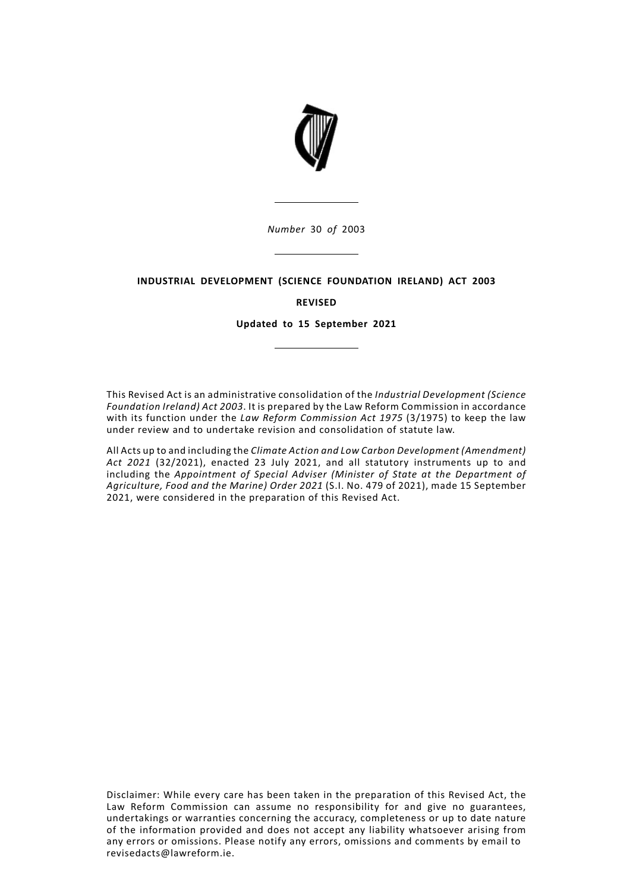*Number* 30 *of* 2003

**INDUSTRIAL DEVELOPMENT (SCIENCE FOUNDATION IRELAND) ACT 2003**

**REVISED**

**Updated to 15 September 2021**

This Revised Act is an administrative consolidation of the *Industrial Development (Science Foundation Ireland) Act 2003*. It is prepared by the Law Reform Commission in accordance with its function under the *Law Reform Commission Act 1975* (3/1975) to keep the law under review and to undertake revision and consolidation of statute law.

All Acts up to and including the *Climate Action and Low Carbon Development (Amendment) Act 2021* (32/2021), enacted 23 July 2021, and all statutory instruments up to and including the *Appointment of Special Adviser (Minister of State at the Department of Agriculture, Food and the Marine) Order 2021* (S.I. No. 479 of 2021), made 15 September 2021, were considered in the preparation of this Revised Act.

Disclaimer: While every care has been taken in the preparation of this Revised Act, the Law Reform Commission can assume no responsibility for and give no guarantees, undertakings or warranties concerning the accuracy, completeness or up to date nature of the information provided and does not accept any liability whatsoever arising from any errors or omissions. Please notify any errors, omissions and comments by email to revisedacts@lawreform.ie.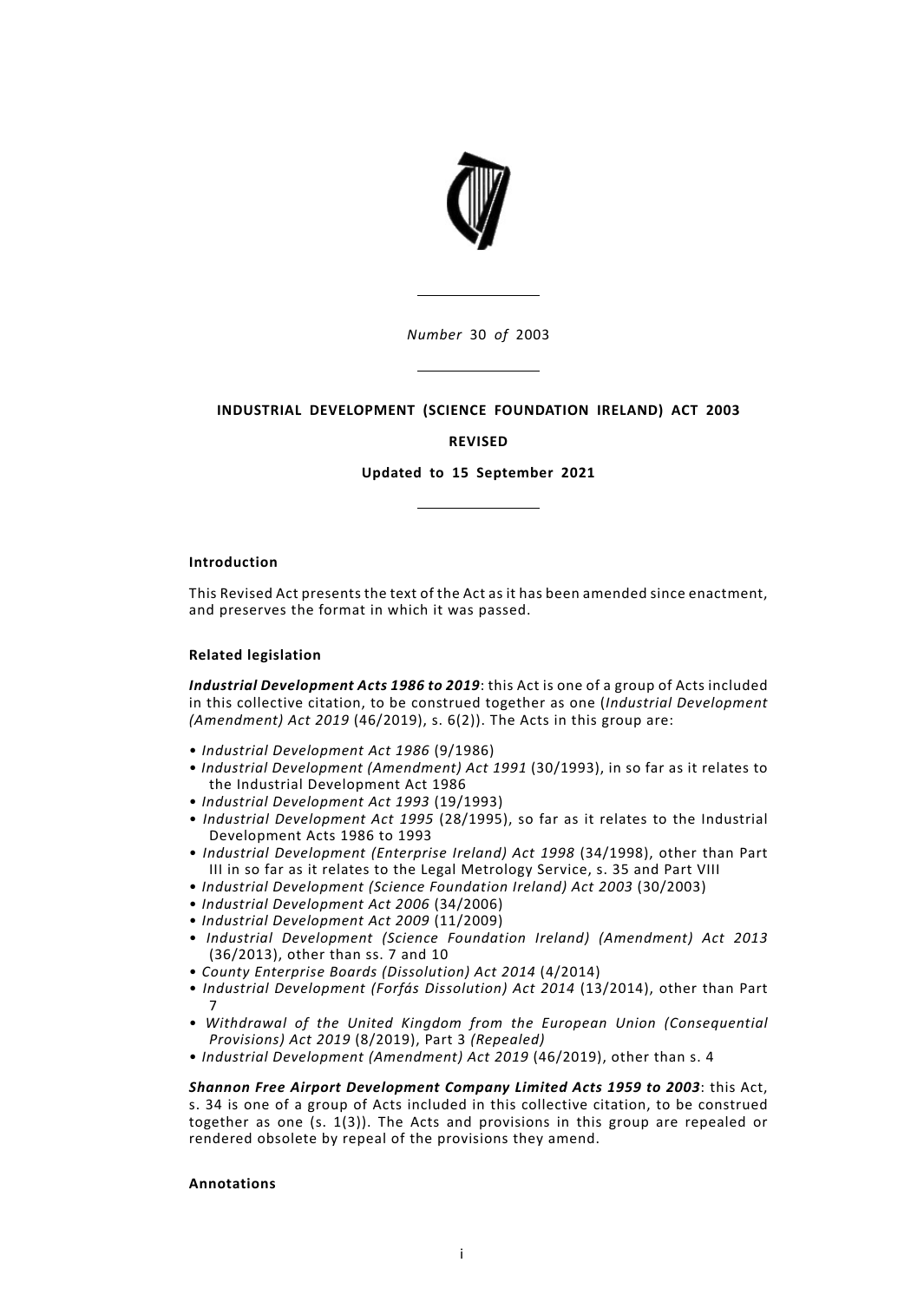*Number* 30 *of* 2003

---

**INDUSTRIAL DEVELOPMENT (SCIENCE FOUNDATION IRELAND) ACT 2003**

**REVISED**

**Updated to 15 September 2021**

---

**Introduction**

This Revised Act presents the text of the Act as it has been amended since enactment, and preserves the format in which it was passed.

**Related legislation**

***Industrial Development Acts 1986 to 2019***: this Act is one of a group of Acts included in this collective citation, to be construed together as one (*Industrial Development (Amendment) Act 2019* (46/2019), s. 6(2)). The Acts in this group are:

- *Industrial Development Act 1986* (9/1986)
- *Industrial Development (Amendment) Act 1991* (30/1993), in so far as it relates to the Industrial Development Act 1986
- *Industrial Development Act 1993* (19/1993)
- *Industrial Development Act 1995* (28/1995), so far as it relates to the Industrial Development Acts 1986 to 1993
- *Industrial Development (Enterprise Ireland) Act 1998* (34/1998), other than Part III in so far as it relates to the Legal Metrology Service, s. 35 and Part VIII
- *Industrial Development (Science Foundation Ireland) Act 2003* (30/2003)
- *Industrial Development Act 2006* (34/2006)
- *Industrial Development Act 2009* (11/2009)
- *Industrial Development (Science Foundation Ireland) (Amendment) Act 2013* (36/2013), other than ss. 7 and 10
- *County Enterprise Boards (Dissolution) Act 2014* (4/2014)
- *Industrial Development (Forfás Dissolution) Act 2014* (13/2014), other than Part 7
- *Withdrawal of the United Kingdom from the European Union (Consequential Provisions) Act 2019* (8/2019), Part 3 *(Repealed)*
- *Industrial Development (Amendment) Act 2019* (46/2019), other than s. 4

***Shannon Free Airport Development Company Limited Acts 1959 to 2003***: this Act, s. 34 is one of a group of Acts included in this collective citation, to be construed together as one (s. 1(3)). The Acts and provisions in this group are repealed or rendered obsolete by repeal of the provisions they amend.

**Annotations**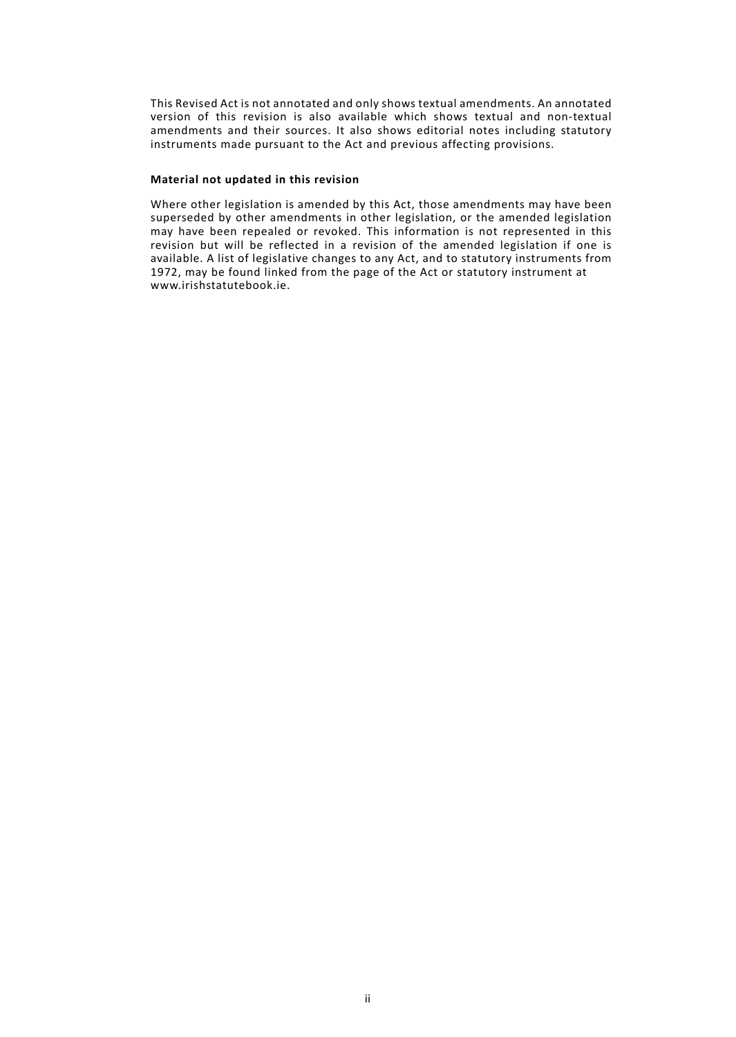This Revised Act is not annotated and only shows textual amendments. An annotated version of this revision is also available which shows textual and non-textual amendments and their sources. It also shows editorial notes including statutory instruments made pursuant to the Act and previous affecting provisions.

**Material not updated in this revision**

Where other legislation is amended by this Act, those amendments may have been superseded by other amendments in other legislation, or the amended legislation may have been repealed or revoked. This information is not represented in this revision but will be reflected in a revision of the amended legislation if one is available. A list of legislative changes to any Act, and to statutory instruments from 1972, may be found linked from the page of the Act or statutory instrument at www.irishstatutebook.ie.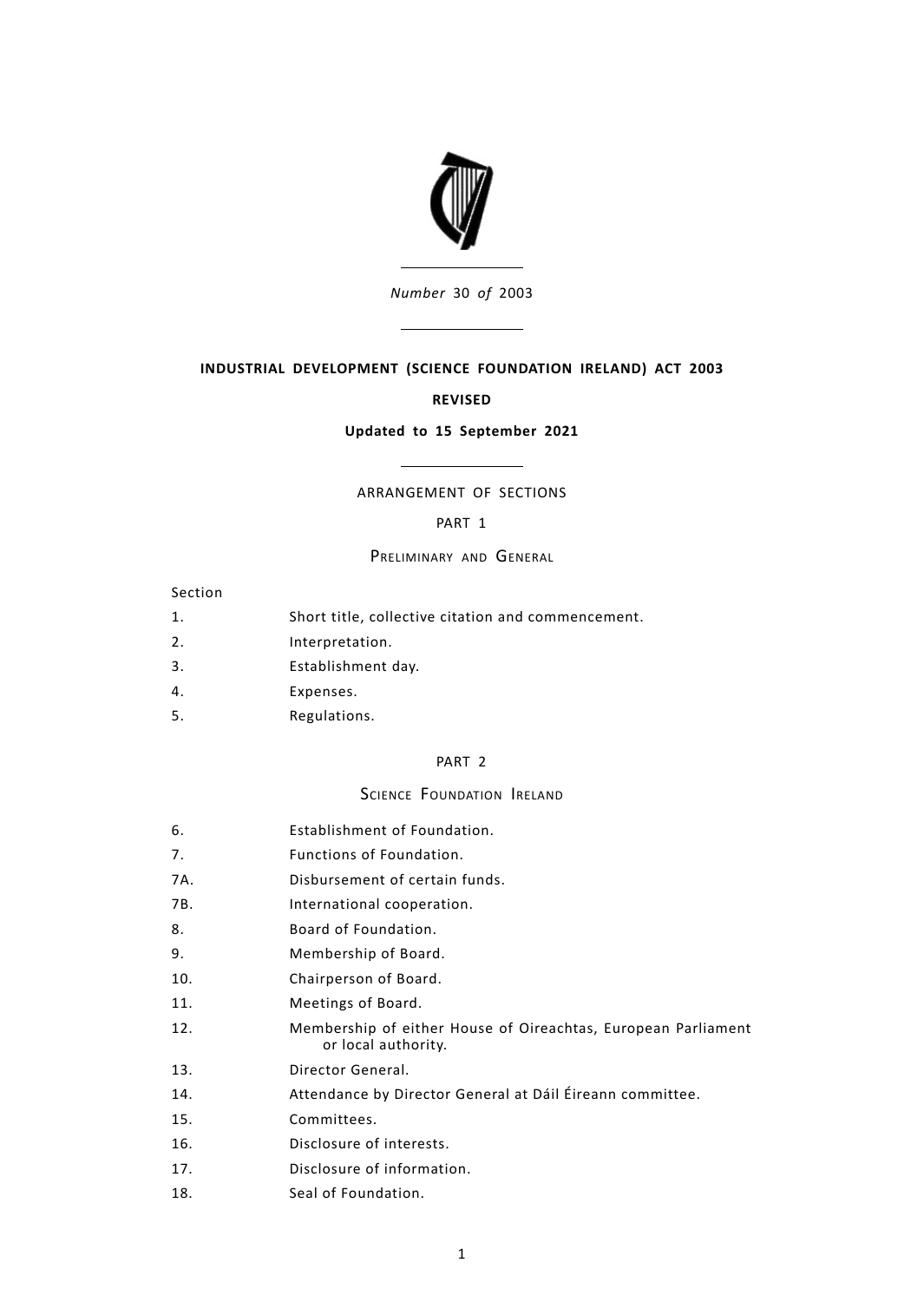*Number* 30 *of* 2003

**INDUSTRIAL DEVELOPMENT (SCIENCE FOUNDATION IRELAND) ACT 2003**

**REVISED**

**Updated to 15 September 2021**

ARRANGEMENT OF SECTIONS

PART 1

PRELIMINARY AND GENERAL

Section

| | |
|---|---|
| 1. | Short title, collective citation and commencement. |
| 2. | Interpretation. |
| 3. | Establishment day. |
| 4. | Expenses. |
| 5. | Regulations. |

PART 2

SCIENCE FOUNDATION IRELAND

| | |
|---|---|
| 6. | Establishment of Foundation. |
| 7. | Functions of Foundation. |
| 7A. | Disbursement of certain funds. |
| 7B. | International cooperation. |
| 8. | Board of Foundation. |
| 9. | Membership of Board. |
| 10. | Chairperson of Board. |
| 11. | Meetings of Board. |
| 12. | Membership of either House of Oireachtas, European Parliament or local authority. |
| 13. | Director General. |
| 14. | Attendance by Director General at Dáil Éireann committee. |
| 15. | Committees. |
| 16. | Disclosure of interests. |
| 17. | Disclosure of information. |
| 18. | Seal of Foundation. |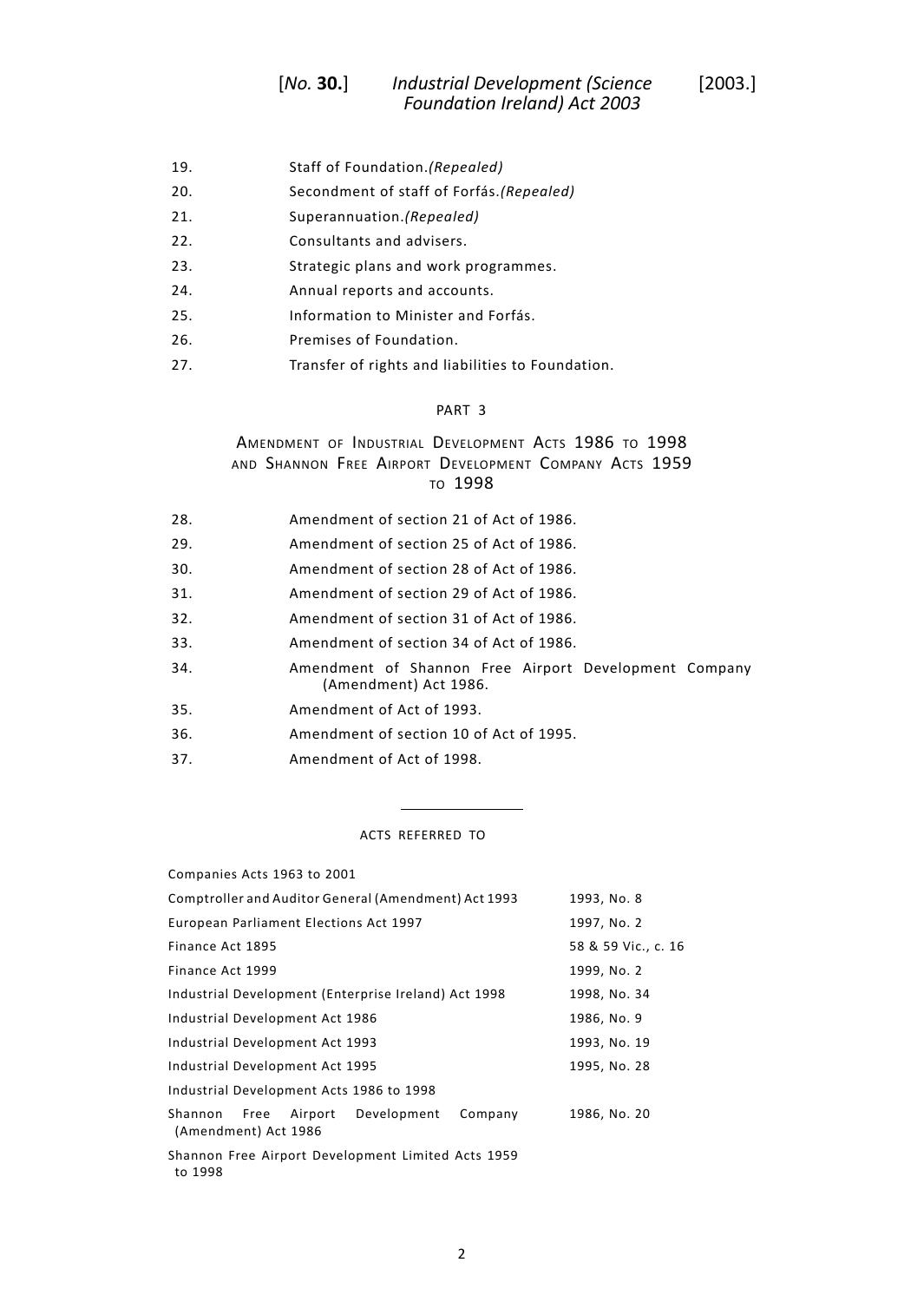19. Staff of Foundation.*(Repealed)*

20. Secondment of staff of Forfás.*(Repealed)*

21. Superannuation.*(Repealed)*

22. Consultants and advisers.

23. Strategic plans and work programmes.

24. Annual reports and accounts.

25. Information to Minister and Forfás.

26. Premises of Foundation.

27. Transfer of rights and liabilities to Foundation.

PART 3

AMENDMENT OF INDUSTRIAL DEVELOPMENT ACTS 1986 TO 1998 AND SHANNON FREE AIRPORT DEVELOPMENT COMPANY ACTS 1959 TO 1998

28. Amendment of section 21 of Act of 1986.

29. Amendment of section 25 of Act of 1986.

30. Amendment of section 28 of Act of 1986.

31. Amendment of section 29 of Act of 1986.

32. Amendment of section 31 of Act of 1986.

33. Amendment of section 34 of Act of 1986.

34. Amendment of Shannon Free Airport Development Company (Amendment) Act 1986.

35. Amendment of Act of 1993.

36. Amendment of section 10 of Act of 1995.

37. Amendment of Act of 1998.

---

ACTS REFERRED TO

| | |
|---|---|
| Companies Acts 1963 to 2001 | |
| Comptroller and Auditor General (Amendment) Act 1993 | 1993, No. 8 |
| European Parliament Elections Act 1997 | 1997, No. 2 |
| Finance Act 1895 | 58 & 59 Vic., c. 16 |
| Finance Act 1999 | 1999, No. 2 |
| Industrial Development (Enterprise Ireland) Act 1998 | 1998, No. 34 |
| Industrial Development Act 1986 | 1986, No. 9 |
| Industrial Development Act 1993 | 1993, No. 19 |
| Industrial Development Act 1995 | 1995, No. 28 |
| Industrial Development Acts 1986 to 1998 | |
| Shannon Free Airport Development Company (Amendment) Act 1986 | 1986, No. 20 |
| Shannon Free Airport Development Limited Acts 1959 to 1998 | |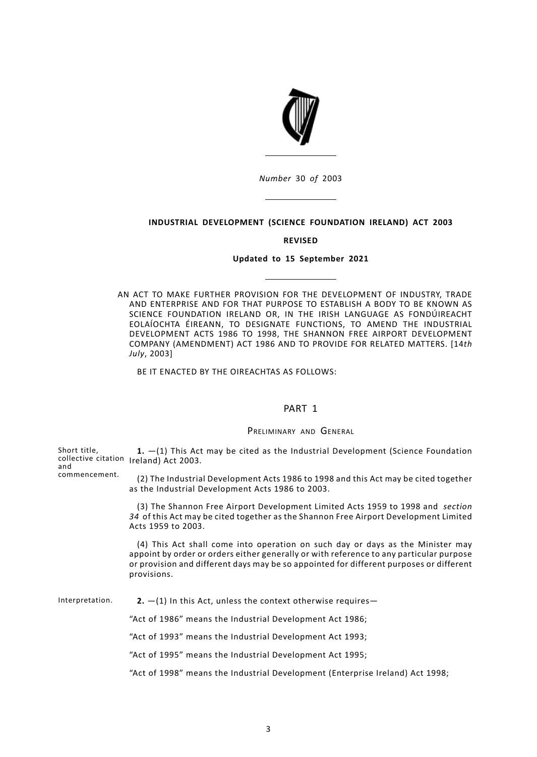*Number* 30 *of* 2003

**INDUSTRIAL DEVELOPMENT (SCIENCE FOUNDATION IRELAND) ACT 2003**

**REVISED**

**Updated to 15 September 2021**

AN ACT TO MAKE FURTHER PROVISION FOR THE DEVELOPMENT OF INDUSTRY, TRADE AND ENTERPRISE AND FOR THAT PURPOSE TO ESTABLISH A BODY TO BE KNOWN AS SCIENCE FOUNDATION IRELAND OR, IN THE IRISH LANGUAGE AS FONDÚIREACHT EOLAÍOCHTA ÉIREANN, TO DESIGNATE FUNCTIONS, TO AMEND THE INDUSTRIAL DEVELOPMENT ACTS 1986 TO 1998, THE SHANNON FREE AIRPORT DEVELOPMENT COMPANY (AMENDMENT) ACT 1986 AND TO PROVIDE FOR RELATED MATTERS. [14*th July*, 2003]

BE IT ENACTED BY THE OIREACHTAS AS FOLLOWS:

## PART 1

### Preliminary and General

Short title, collective citation and commencement.

**1.** —(1) This Act may be cited as the Industrial Development (Science Foundation Ireland) Act 2003.

(2) The Industrial Development Acts 1986 to 1998 and this Act may be cited together as the Industrial Development Acts 1986 to 2003.

(3) The Shannon Free Airport Development Limited Acts 1959 to 1998 and *section 34* of this Act may be cited together as the Shannon Free Airport Development Limited Acts 1959 to 2003.

(4) This Act shall come into operation on such day or days as the Minister may appoint by order or orders either generally or with reference to any particular purpose or provision and different days may be so appointed for different purposes or different provisions.

Interpretation.

**2.** —(1) In this Act, unless the context otherwise requires—

"Act of 1986" means the Industrial Development Act 1986;

"Act of 1993" means the Industrial Development Act 1993;

"Act of 1995" means the Industrial Development Act 1995;

"Act of 1998" means the Industrial Development (Enterprise Ireland) Act 1998;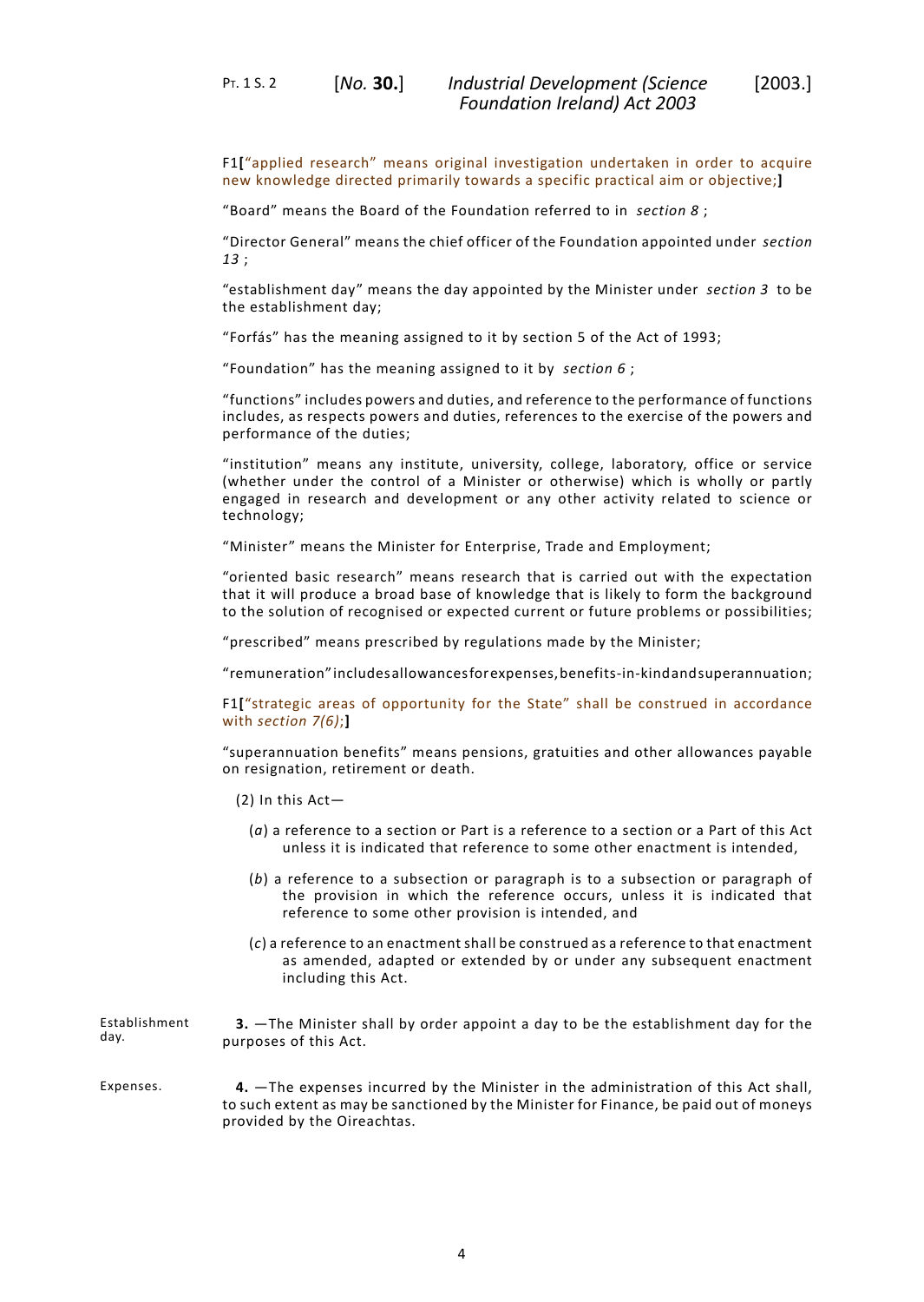F1["applied research" means original investigation undertaken in order to acquire new knowledge directed primarily towards a specific practical aim or objective;]

"Board" means the Board of the Foundation referred to in *section 8* ;

"Director General" means the chief officer of the Foundation appointed under *section 13* ;

"establishment day" means the day appointed by the Minister under *section 3* to be the establishment day;

"Forfás" has the meaning assigned to it by section 5 of the Act of 1993;

"Foundation" has the meaning assigned to it by *section 6* ;

"functions" includes powers and duties, and reference to the performance of functions includes, as respects powers and duties, references to the exercise of the powers and performance of the duties;

"institution" means any institute, university, college, laboratory, office or service (whether under the control of a Minister or otherwise) which is wholly or partly engaged in research and development or any other activity related to science or technology;

"Minister" means the Minister for Enterprise, Trade and Employment;

"oriented basic research" means research that is carried out with the expectation that it will produce a broad base of knowledge that is likely to form the background to the solution of recognised or expected current or future problems or possibilities;

"prescribed" means prescribed by regulations made by the Minister;

"remuneration" includes allowances for expenses, benefits-in-kind and superannuation;

F1["strategic areas of opportunity for the State" shall be construed in accordance with *section 7(6)*;]

"superannuation benefits" means pensions, gratuities and other allowances payable on resignation, retirement or death.

(2) In this Act—

(*a*) a reference to a section or Part is a reference to a section or a Part of this Act unless it is indicated that reference to some other enactment is intended,

(*b*) a reference to a subsection or paragraph is to a subsection or paragraph of the provision in which the reference occurs, unless it is indicated that reference to some other provision is intended, and

(*c*) a reference to an enactment shall be construed as a reference to that enactment as amended, adapted or extended by or under any subsequent enactment including this Act.

Establishment day.

**3.** —The Minister shall by order appoint a day to be the establishment day for the purposes of this Act.

Expenses.

**4.** —The expenses incurred by the Minister in the administration of this Act shall, to such extent as may be sanctioned by the Minister for Finance, be paid out of moneys provided by the Oireachtas.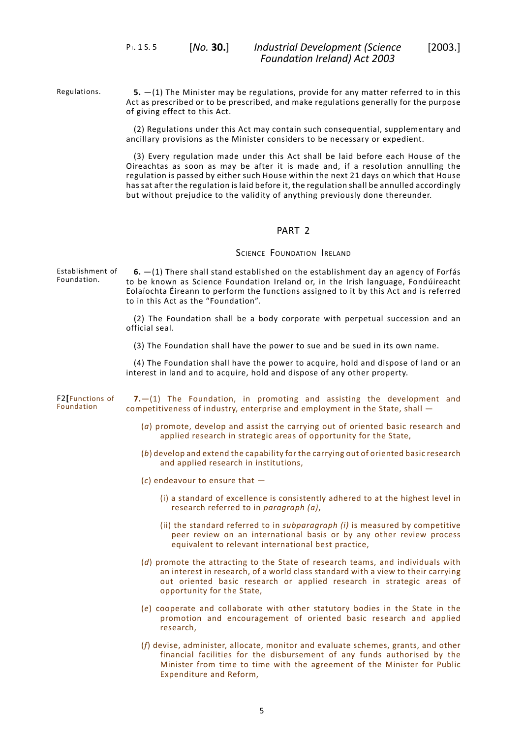Regulations.

**5.** —(1) The Minister may be regulations, provide for any matter referred to in this Act as prescribed or to be prescribed, and make regulations generally for the purpose of giving effect to this Act.

(2) Regulations under this Act may contain such consequential, supplementary and ancillary provisions as the Minister considers to be necessary or expedient.

(3) Every regulation made under this Act shall be laid before each House of the Oireachtas as soon as may be after it is made and, if a resolution annulling the regulation is passed by either such House within the next 21 days on which that House has sat after the regulation is laid before it, the regulation shall be annulled accordingly but without prejudice to the validity of anything previously done thereunder.

## PART 2

### Science Foundation Ireland

Establishment of Foundation.

**6.** —(1) There shall stand established on the establishment day an agency of Forfás to be known as Science Foundation Ireland or, in the Irish language, Fondúireacht Eolaíochta Éireann to perform the functions assigned to it by this Act and is referred to in this Act as the "Foundation".

(2) The Foundation shall be a body corporate with perpetual succession and an official seal.

(3) The Foundation shall have the power to sue and be sued in its own name.

(4) The Foundation shall have the power to acquire, hold and dispose of land or an interest in land and to acquire, hold and dispose of any other property.

F2[Functions of Foundation

**7.**—(1) The Foundation, in promoting and assisting the development and competitiveness of industry, enterprise and employment in the State, shall —

(*a*) promote, develop and assist the carrying out of oriented basic research and applied research in strategic areas of opportunity for the State,

(*b*) develop and extend the capability for the carrying out of oriented basic research and applied research in institutions,

(*c*) endeavour to ensure that —

(i) a standard of excellence is consistently adhered to at the highest level in research referred to in *paragraph (a)*,

(ii) the standard referred to in *subparagraph (i)* is measured by competitive peer review on an international basis or by any other review process equivalent to relevant international best practice,

(*d*) promote the attracting to the State of research teams, and individuals with an interest in research, of a world class standard with a view to their carrying out oriented basic research or applied research in strategic areas of opportunity for the State,

(*e*) cooperate and collaborate with other statutory bodies in the State in the promotion and encouragement of oriented basic research and applied research,

(*f*) devise, administer, allocate, monitor and evaluate schemes, grants, and other financial facilities for the disbursement of any funds authorised by the Minister from time to time with the agreement of the Minister for Public Expenditure and Reform,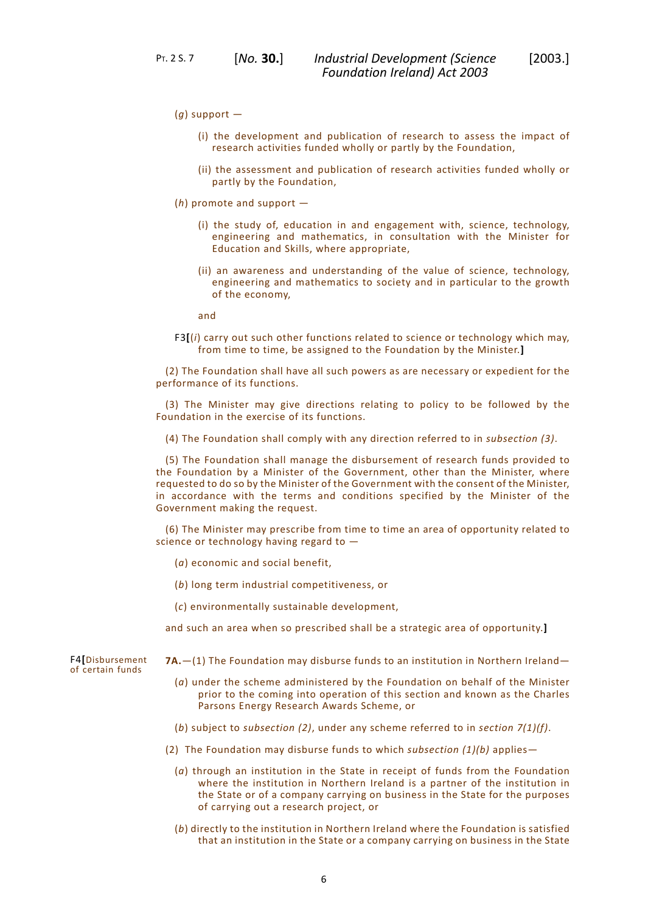(*g*) support —

(i) the development and publication of research to assess the impact of research activities funded wholly or partly by the Foundation,

(ii) the assessment and publication of research activities funded wholly or partly by the Foundation,

(*h*) promote and support —

(i) the study of, education in and engagement with, science, technology, engineering and mathematics, in consultation with the Minister for Education and Skills, where appropriate,

(ii) an awareness and understanding of the value of science, technology, engineering and mathematics to society and in particular to the growth of the economy,

and

F3**[**(*i*) carry out such other functions related to science or technology which may, from time to time, be assigned to the Foundation by the Minister.**]**

(2) The Foundation shall have all such powers as are necessary or expedient for the performance of its functions.

(3) The Minister may give directions relating to policy to be followed by the Foundation in the exercise of its functions.

(4) The Foundation shall comply with any direction referred to in *subsection (3)*.

(5) The Foundation shall manage the disbursement of research funds provided to the Foundation by a Minister of the Government, other than the Minister, where requested to do so by the Minister of the Government with the consent of the Minister, in accordance with the terms and conditions specified by the Minister of the Government making the request.

(6) The Minister may prescribe from time to time an area of opportunity related to science or technology having regard to —

(*a*) economic and social benefit,

(*b*) long term industrial competitiveness, or

(*c*) environmentally sustainable development,

and such an area when so prescribed shall be a strategic area of opportunity.**]**

F4**[**Disbursement of certain funds

**7A.**—(1) The Foundation may disburse funds to an institution in Northern Ireland—

(*a*) under the scheme administered by the Foundation on behalf of the Minister prior to the coming into operation of this section and known as the Charles Parsons Energy Research Awards Scheme, or

(*b*) subject to *subsection (2)*, under any scheme referred to in *section 7(1)(f)*.

(2) The Foundation may disburse funds to which *subsection (1)(b)* applies—

(*a*) through an institution in the State in receipt of funds from the Foundation where the institution in Northern Ireland is a partner of the institution in the State or of a company carrying on business in the State for the purposes of carrying out a research project, or

(*b*) directly to the institution in Northern Ireland where the Foundation is satisfied that an institution in the State or a company carrying on business in the State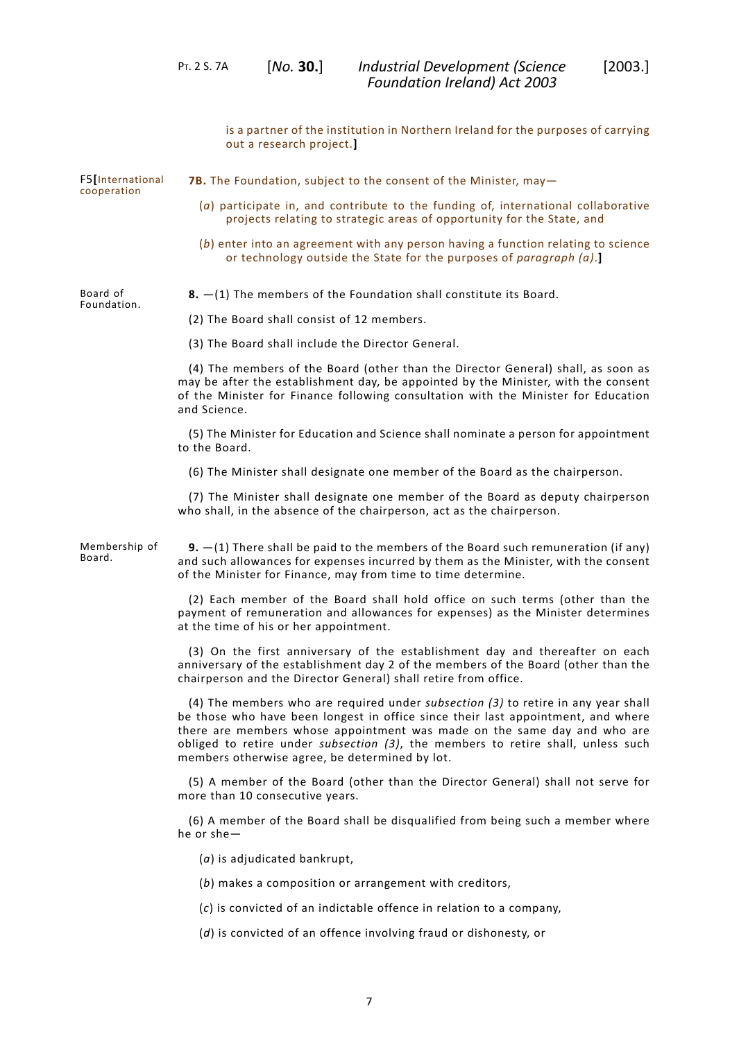is a partner of the institution in Northern Ireland for the purposes of carrying out a research project.]

F5[International cooperation

**7B.** The Foundation, subject to the consent of the Minister, may—

(*a*) participate in, and contribute to the funding of, international collaborative projects relating to strategic areas of opportunity for the State, and

(*b*) enter into an agreement with any person having a function relating to science or technology outside the State for the purposes of *paragraph (a)*.]

Board of Foundation.

**8.** —(1) The members of the Foundation shall constitute its Board.

(2) The Board shall consist of 12 members.

(3) The Board shall include the Director General.

(4) The members of the Board (other than the Director General) shall, as soon as may be after the establishment day, be appointed by the Minister, with the consent of the Minister for Finance following consultation with the Minister for Education and Science.

(5) The Minister for Education and Science shall nominate a person for appointment to the Board.

(6) The Minister shall designate one member of the Board as the chairperson.

(7) The Minister shall designate one member of the Board as deputy chairperson who shall, in the absence of the chairperson, act as the chairperson.

Membership of Board.

**9.** —(1) There shall be paid to the members of the Board such remuneration (if any) and such allowances for expenses incurred by them as the Minister, with the consent of the Minister for Finance, may from time to time determine.

(2) Each member of the Board shall hold office on such terms (other than the payment of remuneration and allowances for expenses) as the Minister determines at the time of his or her appointment.

(3) On the first anniversary of the establishment day and thereafter on each anniversary of the establishment day 2 of the members of the Board (other than the chairperson and the Director General) shall retire from office.

(4) The members who are required under *subsection (3)* to retire in any year shall be those who have been longest in office since their last appointment, and where there are members whose appointment was made on the same day and who are obliged to retire under *subsection (3)*, the members to retire shall, unless such members otherwise agree, be determined by lot.

(5) A member of the Board (other than the Director General) shall not serve for more than 10 consecutive years.

(6) A member of the Board shall be disqualified from being such a member where he or she—

(*a*) is adjudicated bankrupt,

(*b*) makes a composition or arrangement with creditors,

(*c*) is convicted of an indictable offence in relation to a company,

(*d*) is convicted of an offence involving fraud or dishonesty, or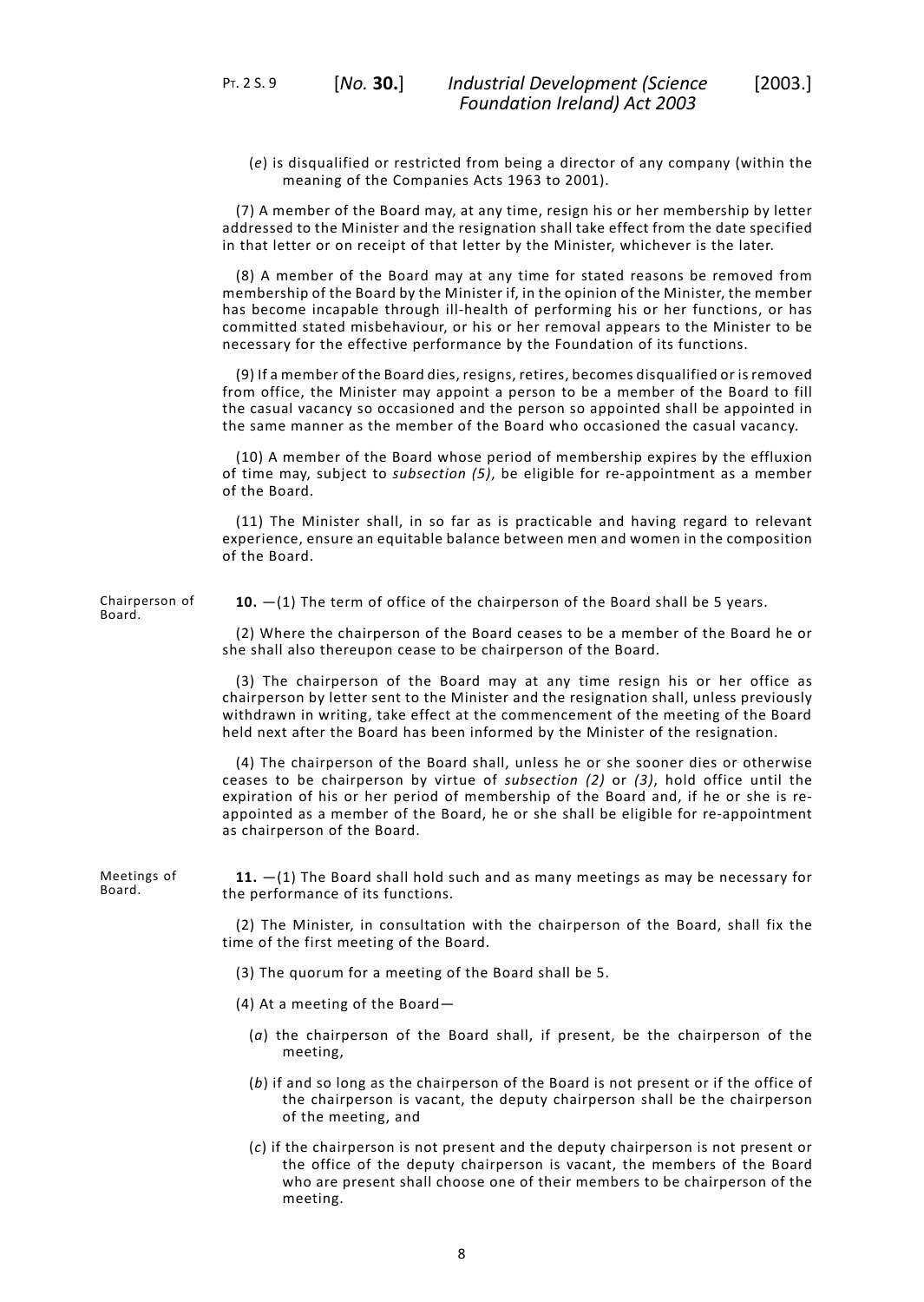(*e*) is disqualified or restricted from being a director of any company (within the meaning of the Companies Acts 1963 to 2001).

(7) A member of the Board may, at any time, resign his or her membership by letter addressed to the Minister and the resignation shall take effect from the date specified in that letter or on receipt of that letter by the Minister, whichever is the later.

(8) A member of the Board may at any time for stated reasons be removed from membership of the Board by the Minister if, in the opinion of the Minister, the member has become incapable through ill-health of performing his or her functions, or has committed stated misbehaviour, or his or her removal appears to the Minister to be necessary for the effective performance by the Foundation of its functions.

(9) If a member of the Board dies, resigns, retires, becomes disqualified or is removed from office, the Minister may appoint a person to be a member of the Board to fill the casual vacancy so occasioned and the person so appointed shall be appointed in the same manner as the member of the Board who occasioned the casual vacancy.

(10) A member of the Board whose period of membership expires by the effluxion of time may, subject to *subsection (5)*, be eligible for re-appointment as a member of the Board.

(11) The Minister shall, in so far as is practicable and having regard to relevant experience, ensure an equitable balance between men and women in the composition of the Board.

Chairperson of Board.

**10.** —(1) The term of office of the chairperson of the Board shall be 5 years.

(2) Where the chairperson of the Board ceases to be a member of the Board he or she shall also thereupon cease to be chairperson of the Board.

(3) The chairperson of the Board may at any time resign his or her office as chairperson by letter sent to the Minister and the resignation shall, unless previously withdrawn in writing, take effect at the commencement of the meeting of the Board held next after the Board has been informed by the Minister of the resignation.

(4) The chairperson of the Board shall, unless he or she sooner dies or otherwise ceases to be chairperson by virtue of *subsection (2)* or *(3)*, hold office until the expiration of his or her period of membership of the Board and, if he or she is re-appointed as a member of the Board, he or she shall be eligible for re-appointment as chairperson of the Board.

Meetings of Board.

**11.** —(1) The Board shall hold such and as many meetings as may be necessary for the performance of its functions.

(2) The Minister, in consultation with the chairperson of the Board, shall fix the time of the first meeting of the Board.

(3) The quorum for a meeting of the Board shall be 5.

(4) At a meeting of the Board—

(*a*) the chairperson of the Board shall, if present, be the chairperson of the meeting,

(*b*) if and so long as the chairperson of the Board is not present or if the office of the chairperson is vacant, the deputy chairperson shall be the chairperson of the meeting, and

(*c*) if the chairperson is not present and the deputy chairperson is not present or the office of the deputy chairperson is vacant, the members of the Board who are present shall choose one of their members to be chairperson of the meeting.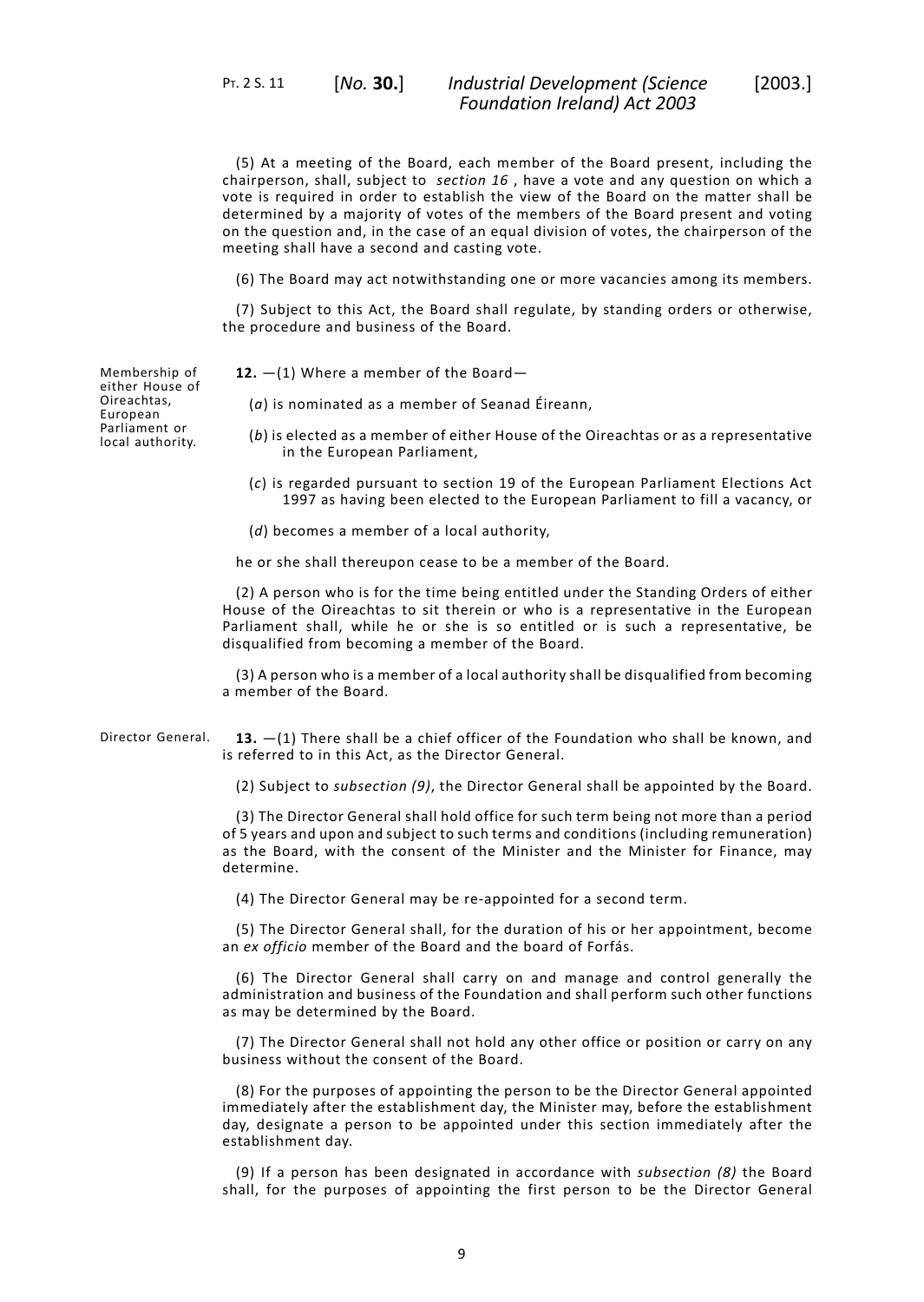(5) At a meeting of the Board, each member of the Board present, including the chairperson, shall, subject to *section 16* , have a vote and any question on which a vote is required in order to establish the view of the Board on the matter shall be determined by a majority of votes of the members of the Board present and voting on the question and, in the case of an equal division of votes, the chairperson of the meeting shall have a second and casting vote.

(6) The Board may act notwithstanding one or more vacancies among its members.

(7) Subject to this Act, the Board shall regulate, by standing orders or otherwise, the procedure and business of the Board.

Membership of either House of Oireachtas, European Parliament or local authority.

**12.** —(1) Where a member of the Board—

(*a*) is nominated as a member of Seanad Éireann,

(*b*) is elected as a member of either House of the Oireachtas or as a representative in the European Parliament,

(*c*) is regarded pursuant to section 19 of the European Parliament Elections Act 1997 as having been elected to the European Parliament to fill a vacancy, or

(*d*) becomes a member of a local authority,

he or she shall thereupon cease to be a member of the Board.

(2) A person who is for the time being entitled under the Standing Orders of either House of the Oireachtas to sit therein or who is a representative in the European Parliament shall, while he or she is so entitled or is such a representative, be disqualified from becoming a member of the Board.

(3) A person who is a member of a local authority shall be disqualified from becoming a member of the Board.

Director General.

**13.** —(1) There shall be a chief officer of the Foundation who shall be known, and is referred to in this Act, as the Director General.

(2) Subject to *subsection (9)*, the Director General shall be appointed by the Board.

(3) The Director General shall hold office for such term being not more than a period of 5 years and upon and subject to such terms and conditions (including remuneration) as the Board, with the consent of the Minister and the Minister for Finance, may determine.

(4) The Director General may be re-appointed for a second term.

(5) The Director General shall, for the duration of his or her appointment, become an *ex officio* member of the Board and the board of Forfás.

(6) The Director General shall carry on and manage and control generally the administration and business of the Foundation and shall perform such other functions as may be determined by the Board.

(7) The Director General shall not hold any other office or position or carry on any business without the consent of the Board.

(8) For the purposes of appointing the person to be the Director General appointed immediately after the establishment day, the Minister may, before the establishment day, designate a person to be appointed under this section immediately after the establishment day.

(9) If a person has been designated in accordance with *subsection (8)* the Board shall, for the purposes of appointing the first person to be the Director General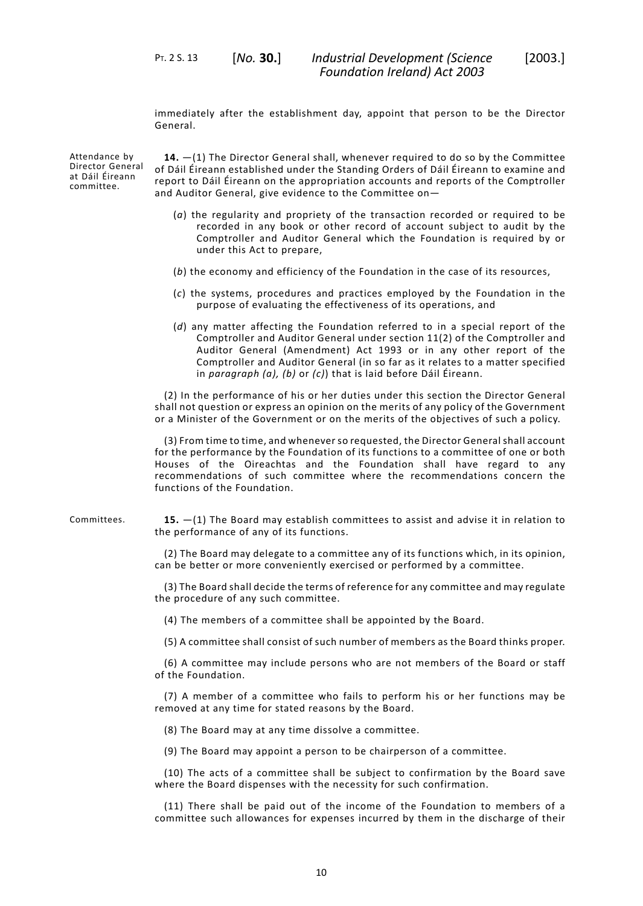immediately after the establishment day, appoint that person to be the Director General.

Attendance by Director General at Dáil Éireann committee.

**14.** —(1) The Director General shall, whenever required to do so by the Committee of Dáil Éireann established under the Standing Orders of Dáil Éireann to examine and report to Dáil Éireann on the appropriation accounts and reports of the Comptroller and Auditor General, give evidence to the Committee on—

(*a*) the regularity and propriety of the transaction recorded or required to be recorded in any book or other record of account subject to audit by the Comptroller and Auditor General which the Foundation is required by or under this Act to prepare,

(*b*) the economy and efficiency of the Foundation in the case of its resources,

(*c*) the systems, procedures and practices employed by the Foundation in the purpose of evaluating the effectiveness of its operations, and

(*d*) any matter affecting the Foundation referred to in a special report of the Comptroller and Auditor General under section 11(2) of the Comptroller and Auditor General (Amendment) Act 1993 or in any other report of the Comptroller and Auditor General (in so far as it relates to a matter specified in *paragraph (a), (b)* or *(c)*) that is laid before Dáil Éireann.

(2) In the performance of his or her duties under this section the Director General shall not question or express an opinion on the merits of any policy of the Government or a Minister of the Government or on the merits of the objectives of such a policy.

(3) From time to time, and whenever so requested, the Director General shall account for the performance by the Foundation of its functions to a committee of one or both Houses of the Oireachtas and the Foundation shall have regard to any recommendations of such committee where the recommendations concern the functions of the Foundation.

Committees.

**15.** —(1) The Board may establish committees to assist and advise it in relation to the performance of any of its functions.

(2) The Board may delegate to a committee any of its functions which, in its opinion, can be better or more conveniently exercised or performed by a committee.

(3) The Board shall decide the terms of reference for any committee and may regulate the procedure of any such committee.

(4) The members of a committee shall be appointed by the Board.

(5) A committee shall consist of such number of members as the Board thinks proper.

(6) A committee may include persons who are not members of the Board or staff of the Foundation.

(7) A member of a committee who fails to perform his or her functions may be removed at any time for stated reasons by the Board.

(8) The Board may at any time dissolve a committee.

(9) The Board may appoint a person to be chairperson of a committee.

(10) The acts of a committee shall be subject to confirmation by the Board save where the Board dispenses with the necessity for such confirmation.

(11) There shall be paid out of the income of the Foundation to members of a committee such allowances for expenses incurred by them in the discharge of their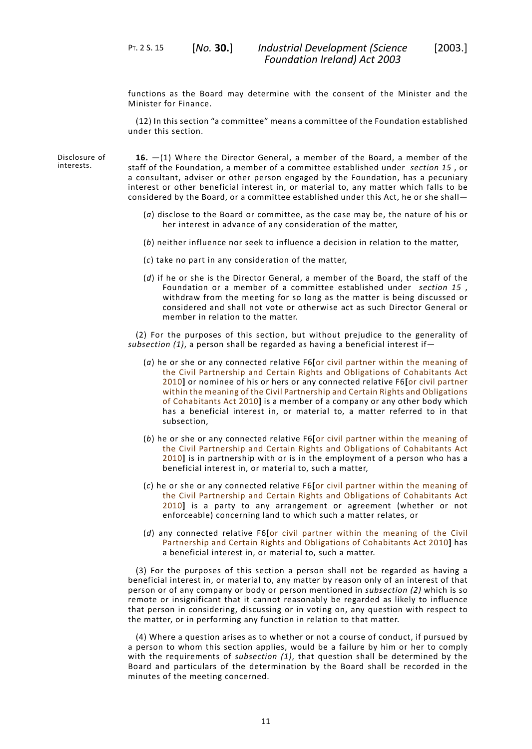functions as the Board may determine with the consent of the Minister and the Minister for Finance.

(12) In this section "a committee" means a committee of the Foundation established under this section.

Disclosure of interests.

**16.** —(1) Where the Director General, a member of the Board, a member of the staff of the Foundation, a member of a committee established under *section 15* , or a consultant, adviser or other person engaged by the Foundation, has a pecuniary interest or other beneficial interest in, or material to, any matter which falls to be considered by the Board, or a committee established under this Act, he or she shall—

(*a*) disclose to the Board or committee, as the case may be, the nature of his or her interest in advance of any consideration of the matter,

(*b*) neither influence nor seek to influence a decision in relation to the matter,

(*c*) take no part in any consideration of the matter,

(*d*) if he or she is the Director General, a member of the Board, the staff of the Foundation or a member of a committee established under *section 15* , withdraw from the meeting for so long as the matter is being discussed or considered and shall not vote or otherwise act as such Director General or member in relation to the matter.

(2) For the purposes of this section, but without prejudice to the generality of *subsection (1)*, a person shall be regarded as having a beneficial interest if—

(*a*) he or she or any connected relative F6[or civil partner within the meaning of the Civil Partnership and Certain Rights and Obligations of Cohabitants Act 2010] or nominee of his or hers or any connected relative F6[or civil partner within the meaning of the Civil Partnership and Certain Rights and Obligations of Cohabitants Act 2010] is a member of a company or any other body which has a beneficial interest in, or material to, a matter referred to in that subsection,

(*b*) he or she or any connected relative F6[or civil partner within the meaning of the Civil Partnership and Certain Rights and Obligations of Cohabitants Act 2010] is in partnership with or is in the employment of a person who has a beneficial interest in, or material to, such a matter,

(*c*) he or she or any connected relative F6[or civil partner within the meaning of the Civil Partnership and Certain Rights and Obligations of Cohabitants Act 2010] is a party to any arrangement or agreement (whether or not enforceable) concerning land to which such a matter relates, or

(*d*) any connected relative F6[or civil partner within the meaning of the Civil Partnership and Certain Rights and Obligations of Cohabitants Act 2010] has a beneficial interest in, or material to, such a matter.

(3) For the purposes of this section a person shall not be regarded as having a beneficial interest in, or material to, any matter by reason only of an interest of that person or of any company or body or person mentioned in *subsection (2)* which is so remote or insignificant that it cannot reasonably be regarded as likely to influence that person in considering, discussing or in voting on, any question with respect to the matter, or in performing any function in relation to that matter.

(4) Where a question arises as to whether or not a course of conduct, if pursued by a person to whom this section applies, would be a failure by him or her to comply with the requirements of *subsection (1)*, that question shall be determined by the Board and particulars of the determination by the Board shall be recorded in the minutes of the meeting concerned.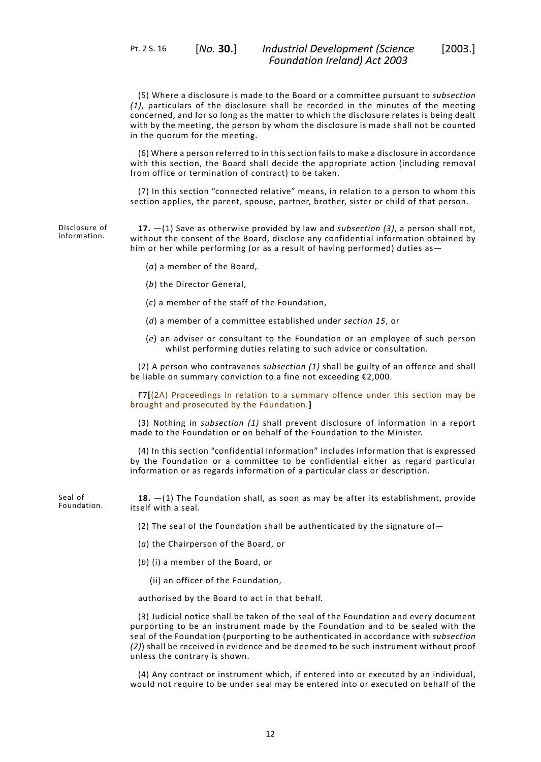(5) Where a disclosure is made to the Board or a committee pursuant to *subsection (1)*, particulars of the disclosure shall be recorded in the minutes of the meeting concerned, and for so long as the matter to which the disclosure relates is being dealt with by the meeting, the person by whom the disclosure is made shall not be counted in the quorum for the meeting.

(6) Where a person referred to in this section fails to make a disclosure in accordance with this section, the Board shall decide the appropriate action (including removal from office or termination of contract) to be taken.

(7) In this section "connected relative" means, in relation to a person to whom this section applies, the parent, spouse, partner, brother, sister or child of that person.

Disclosure of information.

**17.** —(1) Save as otherwise provided by law and *subsection (3)*, a person shall not, without the consent of the Board, disclose any confidential information obtained by him or her while performing (or as a result of having performed) duties as—

(*a*) a member of the Board,

(*b*) the Director General,

(*c*) a member of the staff of the Foundation,

(*d*) a member of a committee established under *section 15*, or

(*e*) an adviser or consultant to the Foundation or an employee of such person whilst performing duties relating to such advice or consultation.

(2) A person who contravenes *subsection (1)* shall be guilty of an offence and shall be liable on summary conviction to a fine not exceeding €2,000.

F7**[**(2A) Proceedings in relation to a summary offence under this section may be brought and prosecuted by the Foundation.**]**

(3) Nothing in *subsection (1)* shall prevent disclosure of information in a report made to the Foundation or on behalf of the Foundation to the Minister.

(4) In this section "confidential information" includes information that is expressed by the Foundation or a committee to be confidential either as regard particular information or as regards information of a particular class or description.

Seal of Foundation.

**18.** —(1) The Foundation shall, as soon as may be after its establishment, provide itself with a seal.

(2) The seal of the Foundation shall be authenticated by the signature of—

(*a*) the Chairperson of the Board, or

(*b*) (i) a member of the Board, or

(ii) an officer of the Foundation,

authorised by the Board to act in that behalf.

(3) Judicial notice shall be taken of the seal of the Foundation and every document purporting to be an instrument made by the Foundation and to be sealed with the seal of the Foundation (purporting to be authenticated in accordance with *subsection (2)*) shall be received in evidence and be deemed to be such instrument without proof unless the contrary is shown.

(4) Any contract or instrument which, if entered into or executed by an individual, would not require to be under seal may be entered into or executed on behalf of the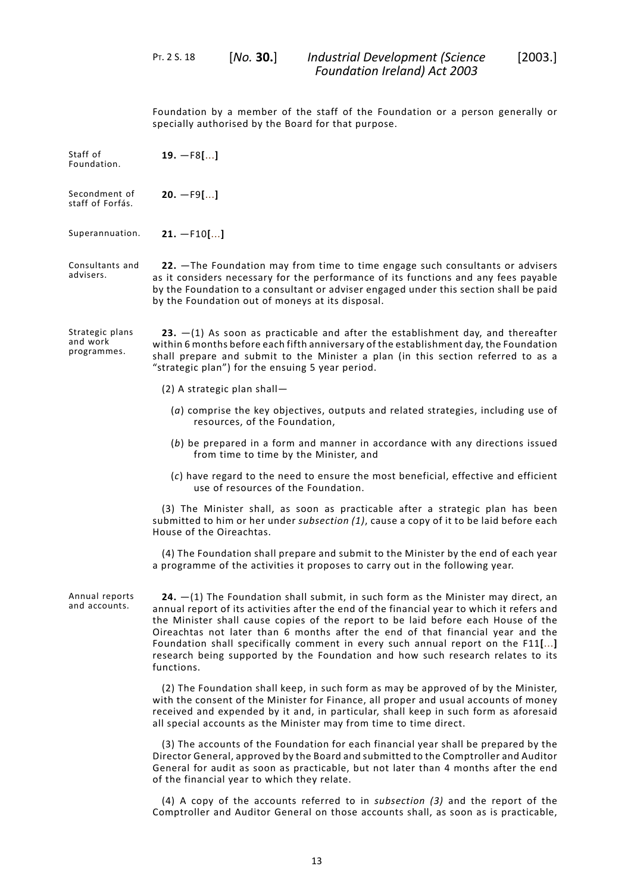Foundation by a member of the staff of the Foundation or a person generally or specially authorised by the Board for that purpose.

Staff of Foundation.

**19.** —F8**[**...**]**

Secondment of staff of Forfás.

**20.** —F9**[**...**]**

Superannuation.

**21.** —F10**[**...**]**

Consultants and advisers.

**22.** —The Foundation may from time to time engage such consultants or advisers as it considers necessary for the performance of its functions and any fees payable by the Foundation to a consultant or adviser engaged under this section shall be paid by the Foundation out of moneys at its disposal.

Strategic plans and work programmes.

**23.** —(1) As soon as practicable and after the establishment day, and thereafter within 6 months before each fifth anniversary of the establishment day, the Foundation shall prepare and submit to the Minister a plan (in this section referred to as a "strategic plan") for the ensuing 5 year period.

(2) A strategic plan shall—

(*a*) comprise the key objectives, outputs and related strategies, including use of resources, of the Foundation,

(*b*) be prepared in a form and manner in accordance with any directions issued from time to time by the Minister, and

(*c*) have regard to the need to ensure the most beneficial, effective and efficient use of resources of the Foundation.

(3) The Minister shall, as soon as practicable after a strategic plan has been submitted to him or her under *subsection (1)*, cause a copy of it to be laid before each House of the Oireachtas.

(4) The Foundation shall prepare and submit to the Minister by the end of each year a programme of the activities it proposes to carry out in the following year.

Annual reports and accounts.

**24.** —(1) The Foundation shall submit, in such form as the Minister may direct, an annual report of its activities after the end of the financial year to which it refers and the Minister shall cause copies of the report to be laid before each House of the Oireachtas not later than 6 months after the end of that financial year and the Foundation shall specifically comment in every such annual report on the F11**[**...**]** research being supported by the Foundation and how such research relates to its functions.

(2) The Foundation shall keep, in such form as may be approved of by the Minister, with the consent of the Minister for Finance, all proper and usual accounts of money received and expended by it and, in particular, shall keep in such form as aforesaid all special accounts as the Minister may from time to time direct.

(3) The accounts of the Foundation for each financial year shall be prepared by the Director General, approved by the Board and submitted to the Comptroller and Auditor General for audit as soon as practicable, but not later than 4 months after the end of the financial year to which they relate.

(4) A copy of the accounts referred to in *subsection (3)* and the report of the Comptroller and Auditor General on those accounts shall, as soon as is practicable,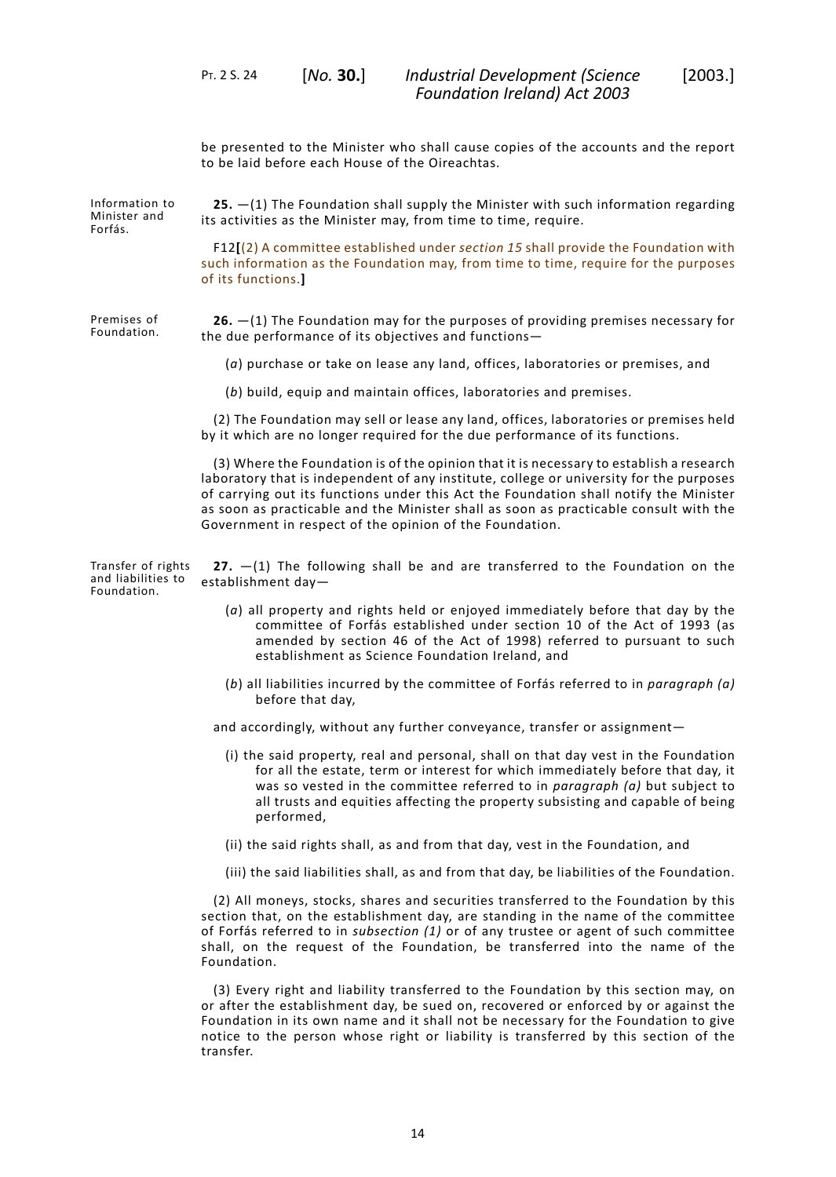be presented to the Minister who shall cause copies of the accounts and the report to be laid before each House of the Oireachtas.

Information to Minister and Forfás.

**25.** —(1) The Foundation shall supply the Minister with such information regarding its activities as the Minister may, from time to time, require.

F12**[**(2) A committee established under *section 15* shall provide the Foundation with such information as the Foundation may, from time to time, require for the purposes of its functions.**]**

Premises of Foundation.

**26.** —(1) The Foundation may for the purposes of providing premises necessary for the due performance of its objectives and functions—

(*a*) purchase or take on lease any land, offices, laboratories or premises, and

(*b*) build, equip and maintain offices, laboratories and premises.

(2) The Foundation may sell or lease any land, offices, laboratories or premises held by it which are no longer required for the due performance of its functions.

(3) Where the Foundation is of the opinion that it is necessary to establish a research laboratory that is independent of any institute, college or university for the purposes of carrying out its functions under this Act the Foundation shall notify the Minister as soon as practicable and the Minister shall as soon as practicable consult with the Government in respect of the opinion of the Foundation.

Transfer of rights and liabilities to Foundation.

**27.** —(1) The following shall be and are transferred to the Foundation on the establishment day—

(*a*) all property and rights held or enjoyed immediately before that day by the committee of Forfás established under section 10 of the Act of 1993 (as amended by section 46 of the Act of 1998) referred to pursuant to such establishment as Science Foundation Ireland, and

(*b*) all liabilities incurred by the committee of Forfás referred to in *paragraph (a)* before that day,

and accordingly, without any further conveyance, transfer or assignment—

(i) the said property, real and personal, shall on that day vest in the Foundation for all the estate, term or interest for which immediately before that day, it was so vested in the committee referred to in *paragraph (a)* but subject to all trusts and equities affecting the property subsisting and capable of being performed,

(ii) the said rights shall, as and from that day, vest in the Foundation, and

(iii) the said liabilities shall, as and from that day, be liabilities of the Foundation.

(2) All moneys, stocks, shares and securities transferred to the Foundation by this section that, on the establishment day, are standing in the name of the committee of Forfás referred to in *subsection (1)* or of any trustee or agent of such committee shall, on the request of the Foundation, be transferred into the name of the Foundation.

(3) Every right and liability transferred to the Foundation by this section may, on or after the establishment day, be sued on, recovered or enforced by or against the Foundation in its own name and it shall not be necessary for the Foundation to give notice to the person whose right or liability is transferred by this section of the transfer.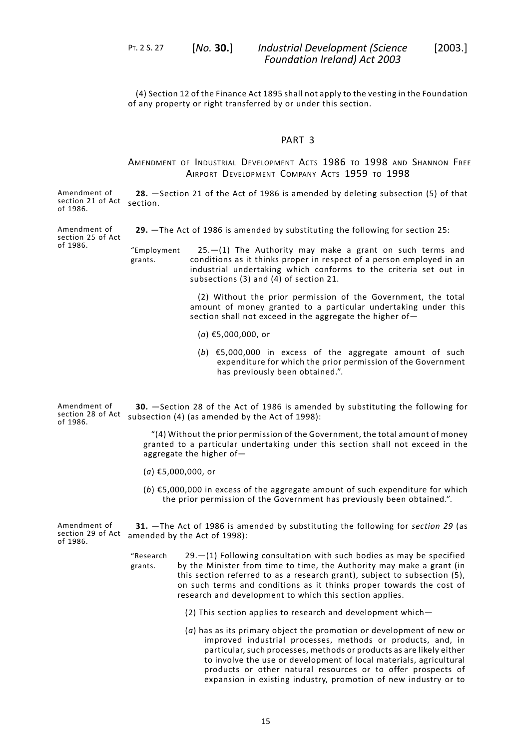(4) Section 12 of the Finance Act 1895 shall not apply to the vesting in the Foundation of any property or right transferred by or under this section.

## PART 3

### Amendment of Industrial Development Acts 1986 to 1998 and Shannon Free Airport Development Company Acts 1959 to 1998

Amendment of section 21 of Act of 1986.

**28.** —Section 21 of the Act of 1986 is amended by deleting subsection (5) of that section.

Amendment of section 25 of Act of 1986.

**29.** —The Act of 1986 is amended by substituting the following for section 25:

"Employment grants.

25.—(1) The Authority may make a grant on such terms and conditions as it thinks proper in respect of a person employed in an industrial undertaking which conforms to the criteria set out in subsections (3) and (4) of section 21.

(2) Without the prior permission of the Government, the total amount of money granted to a particular undertaking under this section shall not exceed in the aggregate the higher of—

(*a*) €5,000,000, or

(*b*) €5,000,000 in excess of the aggregate amount of such expenditure for which the prior permission of the Government has previously been obtained.".

Amendment of section 28 of Act of 1986.

**30.** —Section 28 of the Act of 1986 is amended by substituting the following for subsection (4) (as amended by the Act of 1998):

"(4) Without the prior permission of the Government, the total amount of money granted to a particular undertaking under this section shall not exceed in the aggregate the higher of—

(*a*) €5,000,000, or

(*b*) €5,000,000 in excess of the aggregate amount of such expenditure for which the prior permission of the Government has previously been obtained.".

Amendment of section 29 of Act of 1986.

**31.** —The Act of 1986 is amended by substituting the following for *section 29* (as amended by the Act of 1998):

"Research grants.

29.—(1) Following consultation with such bodies as may be specified by the Minister from time to time, the Authority may make a grant (in this section referred to as a research grant), subject to subsection (5), on such terms and conditions as it thinks proper towards the cost of research and development to which this section applies.

(2) This section applies to research and development which—

(*a*) has as its primary object the promotion or development of new or improved industrial processes, methods or products, and, in particular, such processes, methods or products as are likely either to involve the use or development of local materials, agricultural products or other natural resources or to offer prospects of expansion in existing industry, promotion of new industry or to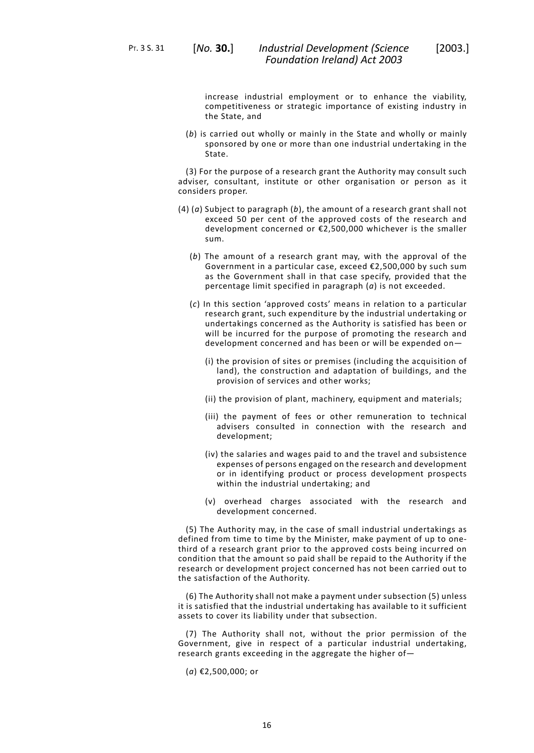increase industrial employment or to enhance the viability, competitiveness or strategic importance of existing industry in the State, and

(*b*) is carried out wholly or mainly in the State and wholly or mainly sponsored by one or more than one industrial undertaking in the State.

(3) For the purpose of a research grant the Authority may consult such adviser, consultant, institute or other organisation or person as it considers proper.

(4) (*a*) Subject to paragraph (*b*), the amount of a research grant shall not exceed 50 per cent of the approved costs of the research and development concerned or €2,500,000 whichever is the smaller sum.

(*b*) The amount of a research grant may, with the approval of the Government in a particular case, exceed €2,500,000 by such sum as the Government shall in that case specify, provided that the percentage limit specified in paragraph (*a*) is not exceeded.

(*c*) In this section 'approved costs' means in relation to a particular research grant, such expenditure by the industrial undertaking or undertakings concerned as the Authority is satisfied has been or will be incurred for the purpose of promoting the research and development concerned and has been or will be expended on—

(i) the provision of sites or premises (including the acquisition of land), the construction and adaptation of buildings, and the provision of services and other works;

(ii) the provision of plant, machinery, equipment and materials;

(iii) the payment of fees or other remuneration to technical advisers consulted in connection with the research and development;

(iv) the salaries and wages paid to and the travel and subsistence expenses of persons engaged on the research and development or in identifying product or process development prospects within the industrial undertaking; and

(v) overhead charges associated with the research and development concerned.

(5) The Authority may, in the case of small industrial undertakings as defined from time to time by the Minister, make payment of up to one-third of a research grant prior to the approved costs being incurred on condition that the amount so paid shall be repaid to the Authority if the research or development project concerned has not been carried out to the satisfaction of the Authority.

(6) The Authority shall not make a payment under subsection (5) unless it is satisfied that the industrial undertaking has available to it sufficient assets to cover its liability under that subsection.

(7) The Authority shall not, without the prior permission of the Government, give in respect of a particular industrial undertaking, research grants exceeding in the aggregate the higher of—

(*a*) €2,500,000; or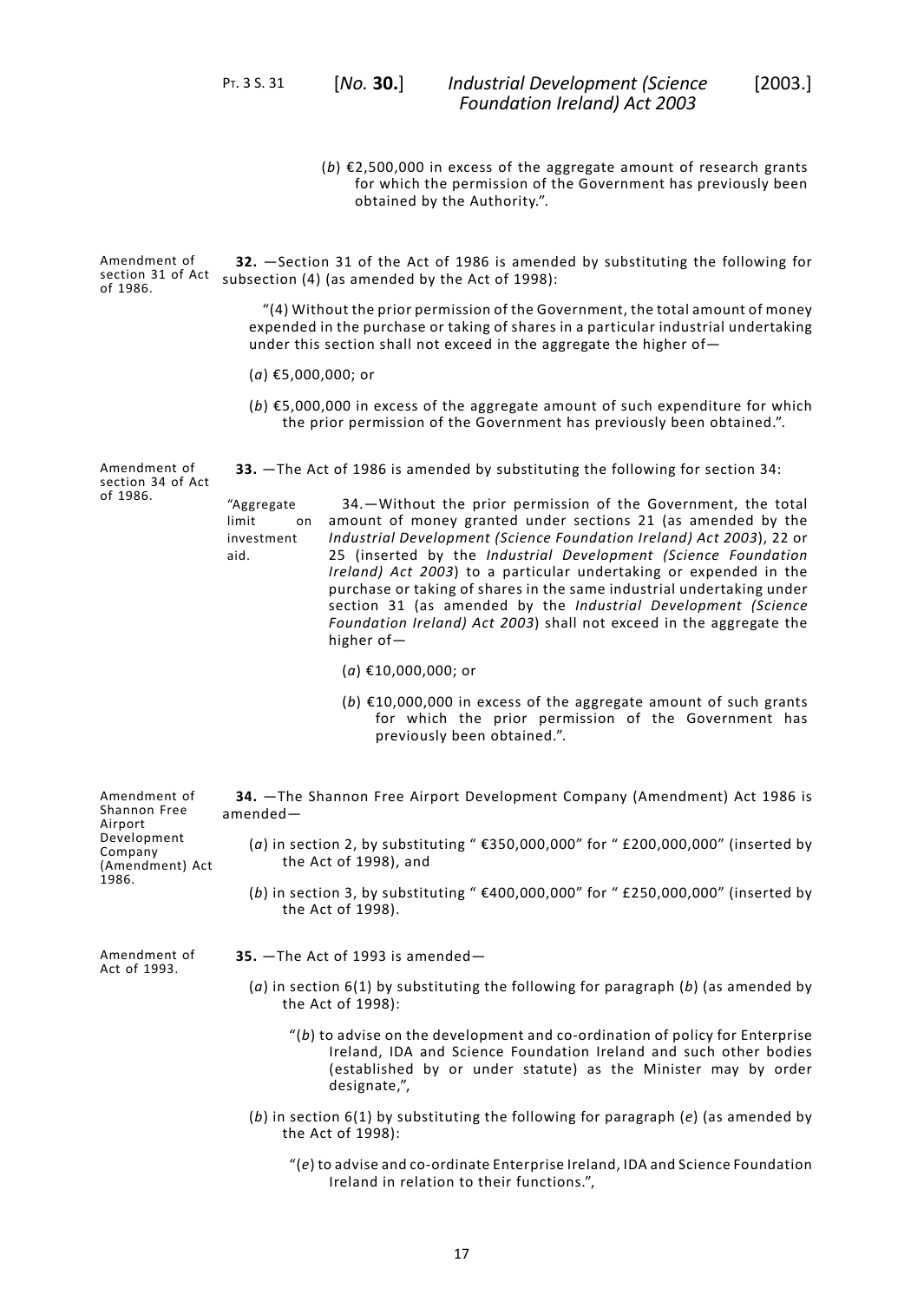(*b*) €2,500,000 in excess of the aggregate amount of research grants for which the permission of the Government has previously been obtained by the Authority.".

Amendment of section 31 of Act of 1986.

**32.** —Section 31 of the Act of 1986 is amended by substituting the following for subsection (4) (as amended by the Act of 1998):

"(4) Without the prior permission of the Government, the total amount of money expended in the purchase or taking of shares in a particular industrial undertaking under this section shall not exceed in the aggregate the higher of—

(*a*) €5,000,000; or

(*b*) €5,000,000 in excess of the aggregate amount of such expenditure for which the prior permission of the Government has previously been obtained.".

Amendment of section 34 of Act of 1986.

**33.** —The Act of 1986 is amended by substituting the following for section 34:

"Aggregate limit on investment aid.

34.—Without the prior permission of the Government, the total amount of money granted under sections 21 (as amended by the *Industrial Development (Science Foundation Ireland) Act 2003*), 22 or 25 (inserted by the *Industrial Development (Science Foundation Ireland) Act 2003*) to a particular undertaking or expended in the purchase or taking of shares in the same industrial undertaking under section 31 (as amended by the *Industrial Development (Science Foundation Ireland) Act 2003*) shall not exceed in the aggregate the higher of—

(*a*) €10,000,000; or

(*b*) €10,000,000 in excess of the aggregate amount of such grants for which the prior permission of the Government has previously been obtained.".

Amendment of Shannon Free Airport Development Company (Amendment) Act 1986.

**34.** —The Shannon Free Airport Development Company (Amendment) Act 1986 is amended—

(*a*) in section 2, by substituting " €350,000,000" for " £200,000,000" (inserted by the Act of 1998), and

(*b*) in section 3, by substituting " €400,000,000" for " £250,000,000" (inserted by the Act of 1998).

Amendment of Act of 1993.

**35.** —The Act of 1993 is amended—

(*a*) in section 6(1) by substituting the following for paragraph (*b*) (as amended by the Act of 1998):

"(*b*) to advise on the development and co-ordination of policy for Enterprise Ireland, IDA and Science Foundation Ireland and such other bodies (established by or under statute) as the Minister may by order designate,",

(*b*) in section 6(1) by substituting the following for paragraph (*e*) (as amended by the Act of 1998):

"(*e*) to advise and co-ordinate Enterprise Ireland, IDA and Science Foundation Ireland in relation to their functions.",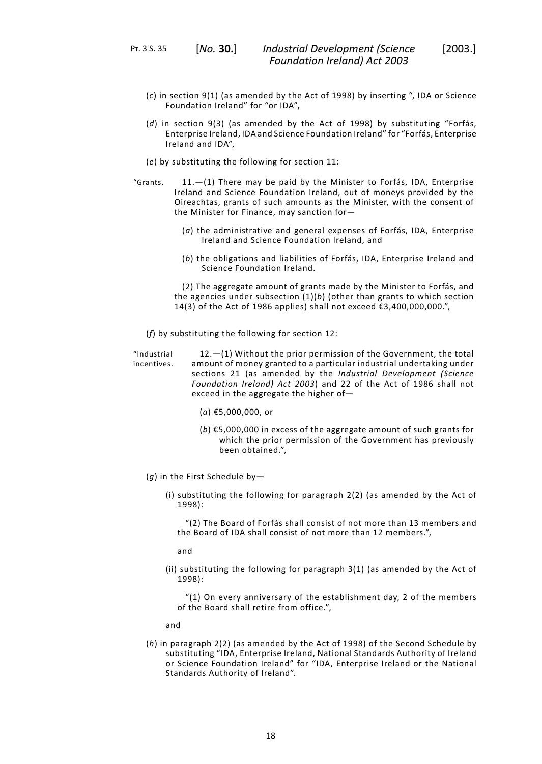(*c*) in section 9(1) (as amended by the Act of 1998) by inserting ", IDA or Science Foundation Ireland" for "or IDA",

(*d*) in section 9(3) (as amended by the Act of 1998) by substituting "Forfás, Enterprise Ireland, IDA and Science Foundation Ireland" for "Forfás, Enterprise Ireland and IDA",

(*e*) by substituting the following for section 11:

"Grants. 11.—(1) There may be paid by the Minister to Forfás, IDA, Enterprise Ireland and Science Foundation Ireland, out of moneys provided by the Oireachtas, grants of such amounts as the Minister, with the consent of the Minister for Finance, may sanction for—

(*a*) the administrative and general expenses of Forfás, IDA, Enterprise Ireland and Science Foundation Ireland, and

(*b*) the obligations and liabilities of Forfás, IDA, Enterprise Ireland and Science Foundation Ireland.

(2) The aggregate amount of grants made by the Minister to Forfás, and the agencies under subsection (1)(*b*) (other than grants to which section 14(3) of the Act of 1986 applies) shall not exceed €3,400,000,000.",

(*f*) by substituting the following for section 12:

"Industrial incentives. 12.—(1) Without the prior permission of the Government, the total amount of money granted to a particular industrial undertaking under sections 21 (as amended by the *Industrial Development (Science Foundation Ireland) Act 2003*) and 22 of the Act of 1986 shall not exceed in the aggregate the higher of—

(*a*) €5,000,000, or

(*b*) €5,000,000 in excess of the aggregate amount of such grants for which the prior permission of the Government has previously been obtained.",

(*g*) in the First Schedule by—

(i) substituting the following for paragraph 2(2) (as amended by the Act of 1998):

"(2) The Board of Forfás shall consist of not more than 13 members and the Board of IDA shall consist of not more than 12 members.",

and

(ii) substituting the following for paragraph 3(1) (as amended by the Act of 1998):

"(1) On every anniversary of the establishment day, 2 of the members of the Board shall retire from office.",

and

(*h*) in paragraph 2(2) (as amended by the Act of 1998) of the Second Schedule by substituting "IDA, Enterprise Ireland, National Standards Authority of Ireland or Science Foundation Ireland" for "IDA, Enterprise Ireland or the National Standards Authority of Ireland".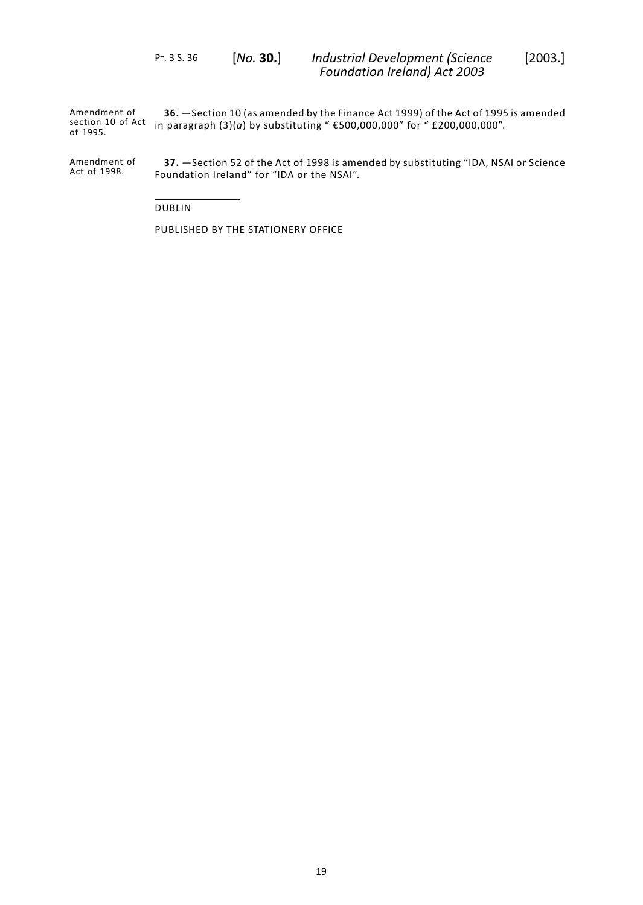Amendment of section 10 of Act of 1995.

**36.** —Section 10 (as amended by the Finance Act 1999) of the Act of 1995 is amended in paragraph (3)(*a*) by substituting " €500,000,000" for " £200,000,000".

Amendment of Act of 1998.

**37.** —Section 52 of the Act of 1998 is amended by substituting "IDA, NSAI or Science Foundation Ireland" for "IDA or the NSAI".

---

DUBLIN

PUBLISHED BY THE STATIONERY OFFICE